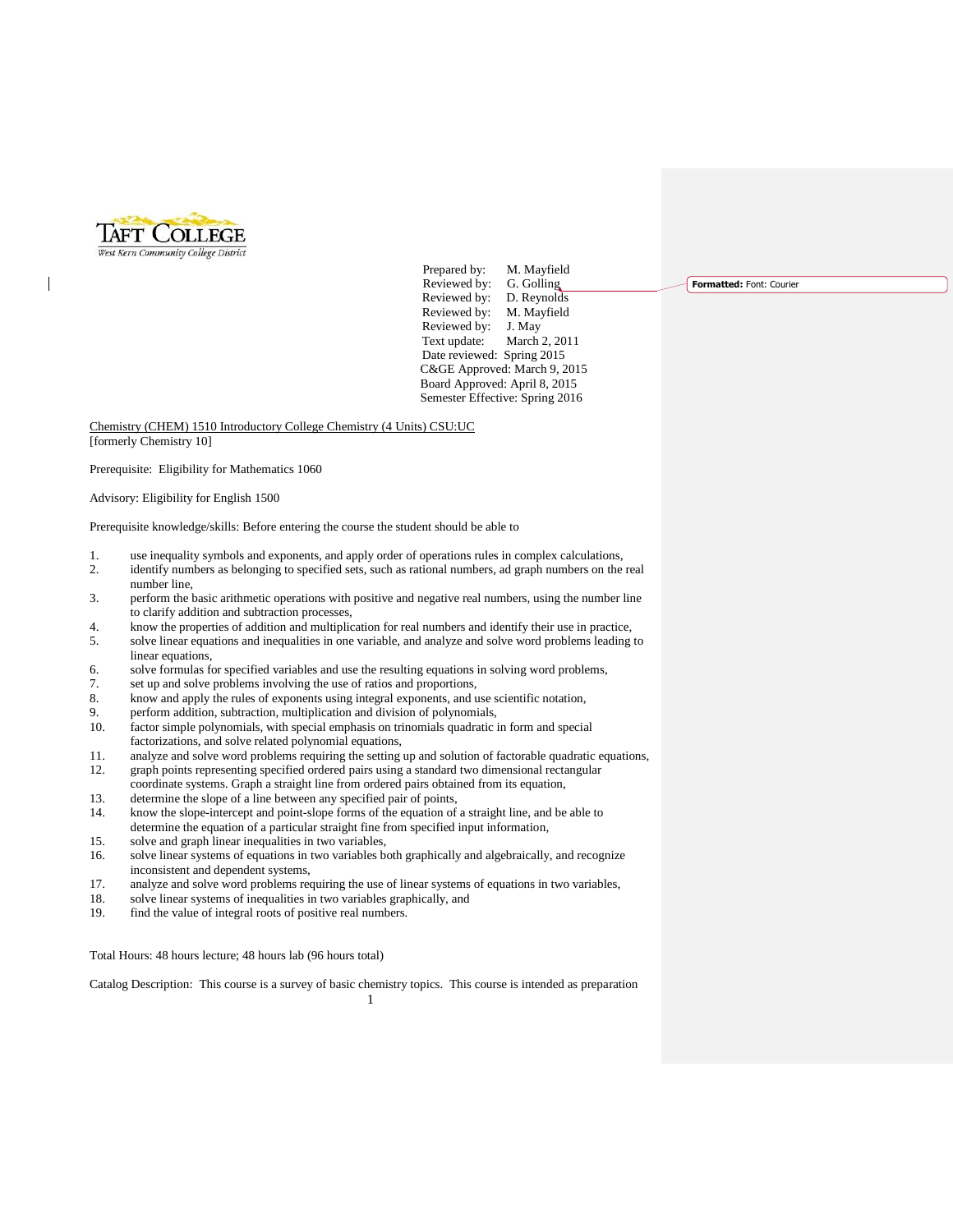Prepared by: M. Mayfield
Reviewed by: G. Golling
Reviewed by: D. Reynolds
Reviewed by: M. Mayfield
Reviewed by: J. May
Text update: March 2, 2011
Date reviewed: Spring 2015
C&GE Approved: March 9, 2015
Board Approved: April 8, 2015
Semester Effective: Spring 2016

Chemistry (CHEM) 1510 Introductory College Chemistry (4 Units) CSU:UC
[formerly Chemistry 10]

Prerequisite: Eligibility for Mathematics 1060

Advisory: Eligibility for English 1500

Prerequisite knowledge/skills: Before entering the course the student should be able to

1. use inequality symbols and exponents, and apply order of operations rules in complex calculations,
2. identify numbers as belonging to specified sets, such as rational numbers, ad graph numbers on the real number line,
3. perform the basic arithmetic operations with positive and negative real numbers, using the number line to clarify addition and subtraction processes,
4. know the properties of addition and multiplication for real numbers and identify their use in practice,
5. solve linear equations and inequalities in one variable, and analyze and solve word problems leading to linear equations,
6. solve formulas for specified variables and use the resulting equations in solving word problems,
7. set up and solve problems involving the use of ratios and proportions,
8. know and apply the rules of exponents using integral exponents, and use scientific notation,
9. perform addition, subtraction, multiplication and division of polynomials,
10. factor simple polynomials, with special emphasis on trinomials quadratic in form and special factorizations, and solve related polynomial equations,
11. analyze and solve word problems requiring the setting up and solution of factorable quadratic equations,
12. graph points representing specified ordered pairs using a standard two dimensional rectangular coordinate systems. Graph a straight line from ordered pairs obtained from its equation,
13. determine the slope of a line between any specified pair of points,
14. know the slope-intercept and point-slope forms of the equation of a straight line, and be able to determine the equation of a particular straight fine from specified input information,
15. solve and graph linear inequalities in two variables,
16. solve linear systems of equations in two variables both graphically and algebraically, and recognize inconsistent and dependent systems,
17. analyze and solve word problems requiring the use of linear systems of equations in two variables,
18. solve linear systems of inequalities in two variables graphically, and
19. find the value of integral roots of positive real numbers.

Total Hours: 48 hours lecture; 48 hours lab (96 hours total)

Catalog Description: This course is a survey of basic chemistry topics. This course is intended as preparation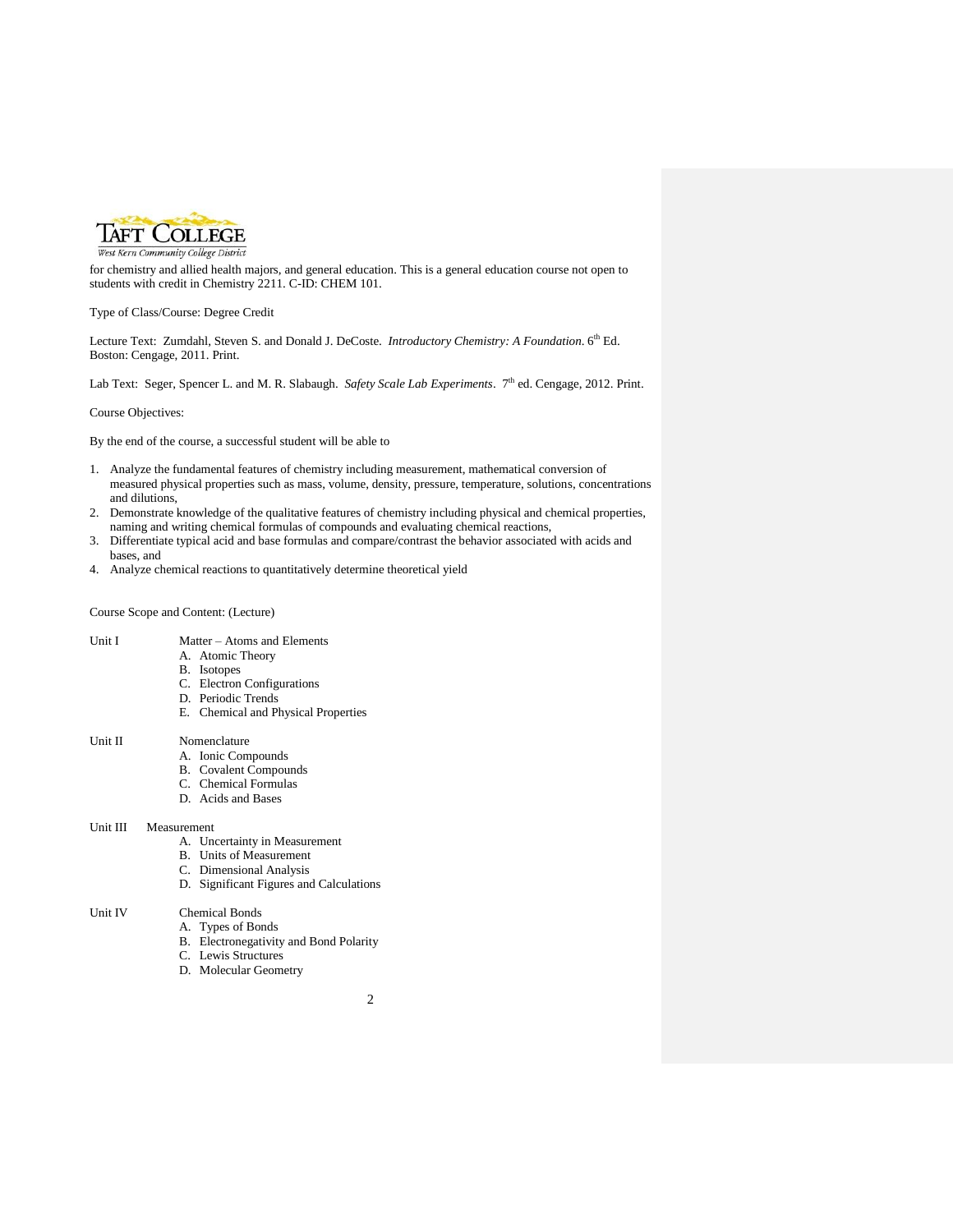for chemistry and allied health majors, and general education. This is a general education course not open to students with credit in Chemistry 2211. C-ID: CHEM 101.

Type of Class/Course: Degree Credit

Lecture Text: Zumdahl, Steven S. and Donald J. DeCoste. *Introductory Chemistry: A Foundation*. 6th Ed. Boston: Cengage, 2011. Print.

Lab Text: Seger, Spencer L. and M. R. Slabaugh. *Safety Scale Lab Experiments*. 7th ed. Cengage, 2012. Print.

Course Objectives:

By the end of the course, a successful student will be able to

1. Analyze the fundamental features of chemistry including measurement, mathematical conversion of measured physical properties such as mass, volume, density, pressure, temperature, solutions, concentrations and dilutions,
2. Demonstrate knowledge of the qualitative features of chemistry including physical and chemical properties, naming and writing chemical formulas of compounds and evaluating chemical reactions,
3. Differentiate typical acid and base formulas and compare/contrast the behavior associated with acids and bases, and
4. Analyze chemical reactions to quantitatively determine theoretical yield

Course Scope and Content: (Lecture)

Unit I Matter – Atoms and Elements

- A. Atomic Theory
- B. Isotopes
- C. Electron Configurations
- D. Periodic Trends
- E. Chemical and Physical Properties

Unit II Nomenclature

- A. Ionic Compounds
- B. Covalent Compounds
- C. Chemical Formulas
- D. Acids and Bases

Unit III Measurement

- A. Uncertainty in Measurement
- B. Units of Measurement
- C. Dimensional Analysis
- D. Significant Figures and Calculations

Unit IV Chemical Bonds

- A. Types of Bonds
- B. Electronegativity and Bond Polarity
- C. Lewis Structures
- D. Molecular Geometry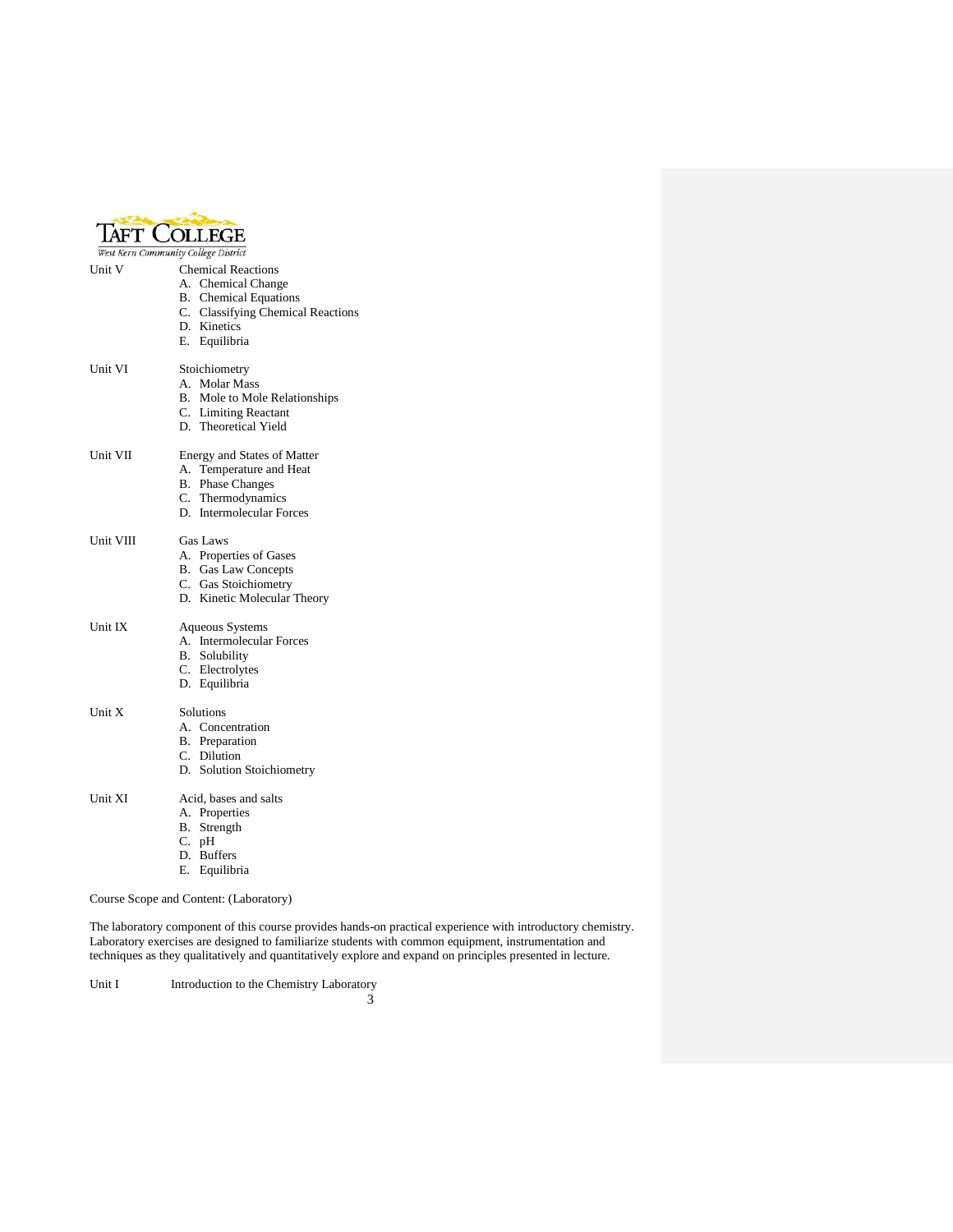Unit V Chemical Reactions

A. Chemical Change
B. Chemical Equations
C. Classifying Chemical Reactions
D. Kinetics
E. Equilibria

Unit VI Stoichiometry

A. Molar Mass
B. Mole to Mole Relationships
C. Limiting Reactant
D. Theoretical Yield

Unit VII Energy and States of Matter

A. Temperature and Heat
B. Phase Changes
C. Thermodynamics
D. Intermolecular Forces

Unit VIII Gas Laws

A. Properties of Gases
B. Gas Law Concepts
C. Gas Stoichiometry
D. Kinetic Molecular Theory

Unit IX Aqueous Systems

A. Intermolecular Forces
B. Solubility
C. Electrolytes
D. Equilibria

Unit X Solutions

A. Concentration
B. Preparation
C. Dilution
D. Solution Stoichiometry

Unit XI Acid, bases and salts

A. Properties
B. Strength
C. pH
D. Buffers
E. Equilibria

Course Scope and Content: (Laboratory)

The laboratory component of this course provides hands-on practical experience with introductory chemistry. Laboratory exercises are designed to familiarize students with common equipment, instrumentation and techniques as they qualitatively and quantitatively explore and expand on principles presented in lecture.

Unit I Introduction to the Chemistry Laboratory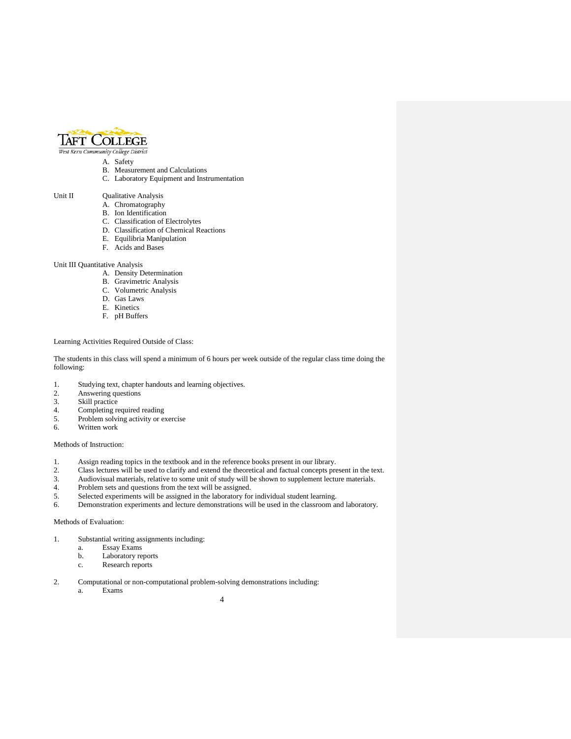A. Safety
B. Measurement and Calculations
C. Laboratory Equipment and Instrumentation

Unit II Qualitative Analysis
A. Chromatography
B. Ion Identification
C. Classification of Electrolytes
D. Classification of Chemical Reactions
E. Equilibria Manipulation
F. Acids and Bases

Unit III Quantitative Analysis
A. Density Determination
B. Gravimetric Analysis
C. Volumetric Analysis
D. Gas Laws
E. Kinetics
F. pH Buffers

Learning Activities Required Outside of Class:

The students in this class will spend a minimum of 6 hours per week outside of the regular class time doing the following:

1. Studying text, chapter handouts and learning objectives.
2. Answering questions
3. Skill practice
4. Completing required reading
5. Problem solving activity or exercise
6. Written work

Methods of Instruction:

1. Assign reading topics in the textbook and in the reference books present in our library.
2. Class lectures will be used to clarify and extend the theoretical and factual concepts present in the text.
3. Audiovisual materials, relative to some unit of study will be shown to supplement lecture materials.
4. Problem sets and questions from the text will be assigned.
5. Selected experiments will be assigned in the laboratory for individual student learning.
6. Demonstration experiments and lecture demonstrations will be used in the classroom and laboratory.

Methods of Evaluation:

1. Substantial writing assignments including:
   a. Essay Exams
   b. Laboratory reports
   c. Research reports

2. Computational or non-computational problem-solving demonstrations including:
   a. Exams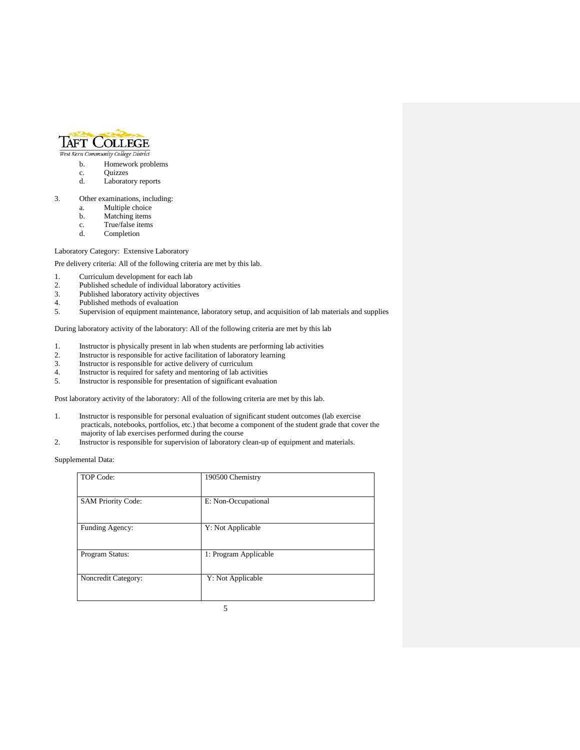b. Homework problems
   c. Quizzes
   d. Laboratory reports

3. Other examinations, including:
   a. Multiple choice
   b. Matching items
   c. True/false items
   d. Completion

Laboratory Category: Extensive Laboratory

Pre delivery criteria: All of the following criteria are met by this lab.

1. Curriculum development for each lab
2. Published schedule of individual laboratory activities
3. Published laboratory activity objectives
4. Published methods of evaluation
5. Supervision of equipment maintenance, laboratory setup, and acquisition of lab materials and supplies

During laboratory activity of the laboratory: All of the following criteria are met by this lab

1. Instructor is physically present in lab when students are performing lab activities
2. Instructor is responsible for active facilitation of laboratory learning
3. Instructor is responsible for active delivery of curriculum
4. Instructor is required for safety and mentoring of lab activities
5. Instructor is responsible for presentation of significant evaluation

Post laboratory activity of the laboratory: All of the following criteria are met by this lab.

1. Instructor is responsible for personal evaluation of significant student outcomes (lab exercise practicals, notebooks, portfolios, etc.) that become a component of the student grade that cover the majority of lab exercises performed during the course
2. Instructor is responsible for supervision of laboratory clean-up of equipment and materials.

Supplemental Data:

| TOP Code: | 190500 Chemistry |
|---|---|
| SAM Priority Code: | E: Non-Occupational |
| Funding Agency: | Y: Not Applicable |
| Program Status: | 1: Program Applicable |
| Noncredit Category: | Y: Not Applicable |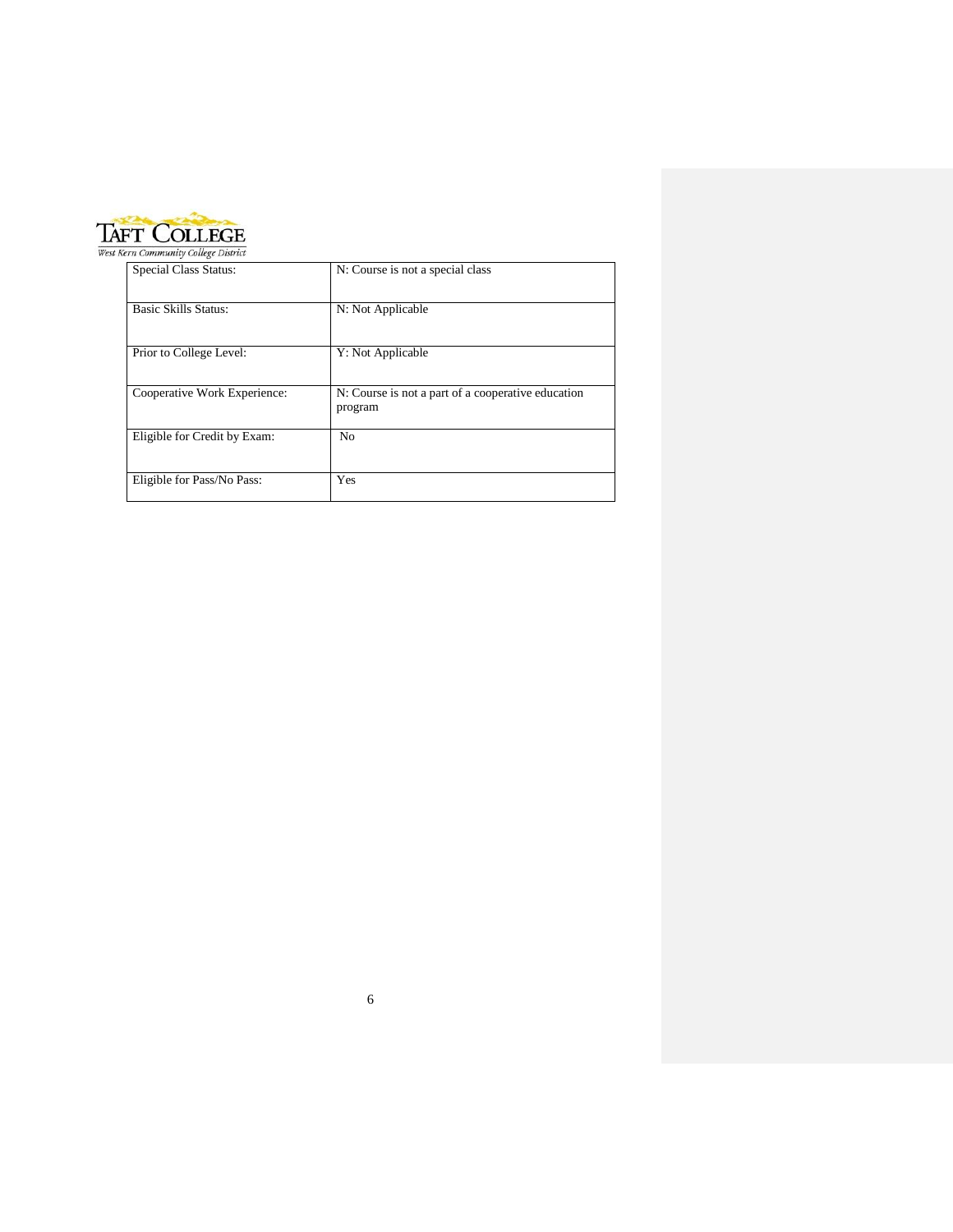| | |
|---|---|
| Special Class Status: | N: Course is not a special class |
| Basic Skills Status: | N: Not Applicable |
| Prior to College Level: | Y: Not Applicable |
| Cooperative Work Experience: | N: Course is not a part of a cooperative education program |
| Eligible for Credit by Exam: | No |
| Eligible for Pass/No Pass: | Yes |